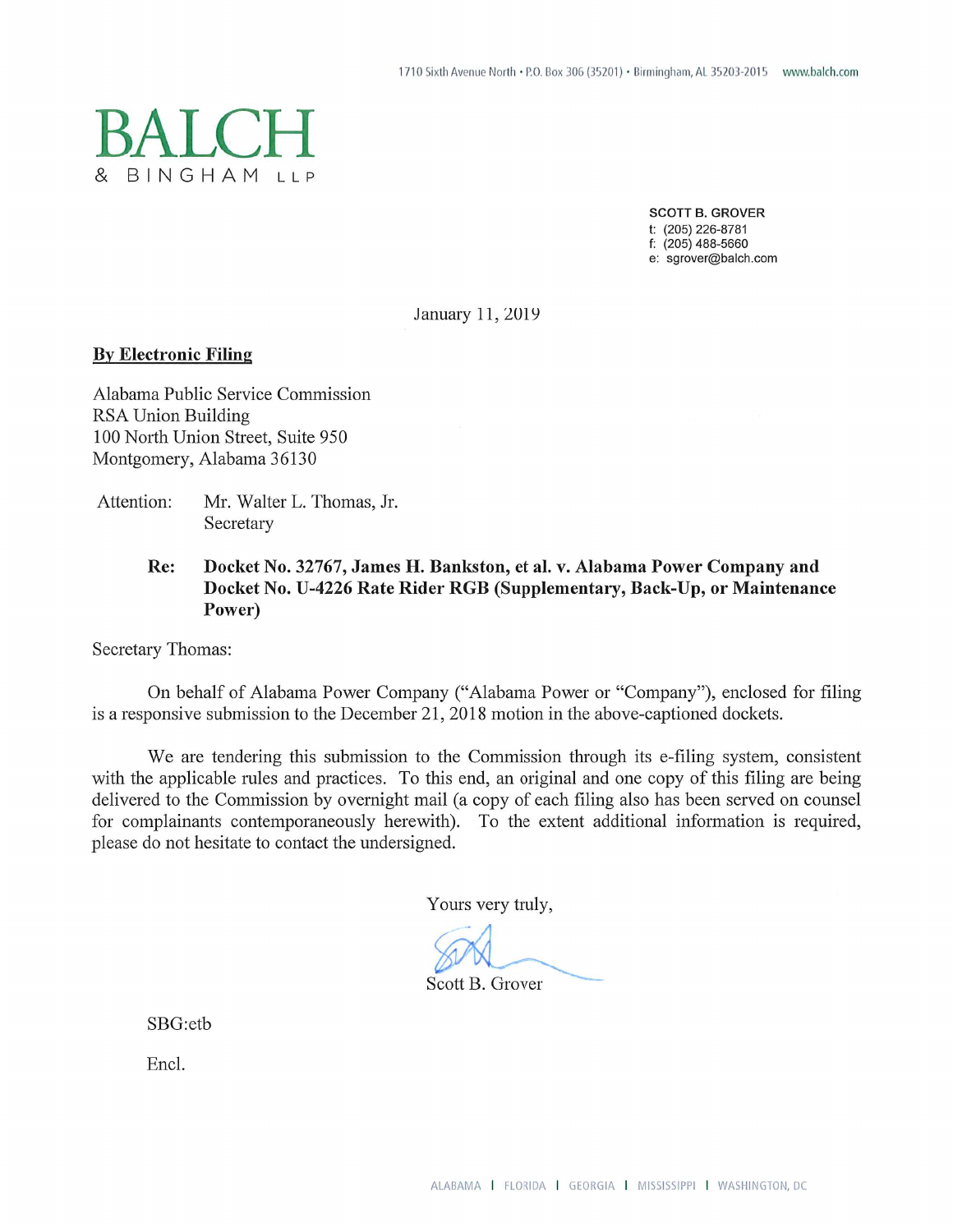1710 Sixth Avenue North • P.O. Box 306 (35201) • Birmingham, AL 35203-2015 www.balch.com

# BALCH & BINGHAM LLP

**SCOTT B. GROVER**
t: (205) 226-8781
f: (205) 488-5660
e: sgrover@balch.com

January 11, 2019

**By Electronic Filing**

Alabama Public Service Commission
RSA Union Building
100 North Union Street, Suite 950
Montgomery, Alabama 36130

Attention: Mr. Walter L. Thomas, Jr.
Secretary

**Re: Docket No. 32767, James H. Bankston, et al. v. Alabama Power Company and Docket No. U-4226 Rate Rider RGB (Supplementary, Back-Up, or Maintenance Power)**

Secretary Thomas:

On behalf of Alabama Power Company ("Alabama Power or "Company"), enclosed for filing is a responsive submission to the December 21, 2018 motion in the above-captioned dockets.

We are tendering this submission to the Commission through its e-filing system, consistent with the applicable rules and practices. To this end, an original and one copy of this filing are being delivered to the Commission by overnight mail (a copy of each filing also has been served on counsel for complainants contemporaneously herewith). To the extent additional information is required, please do not hesitate to contact the undersigned.

Yours very truly,

Scott B. Grover

SBG:etb

Encl.

ALABAMA | FLORIDA | GEORGIA | MISSISSIPPI | WASHINGTON, DC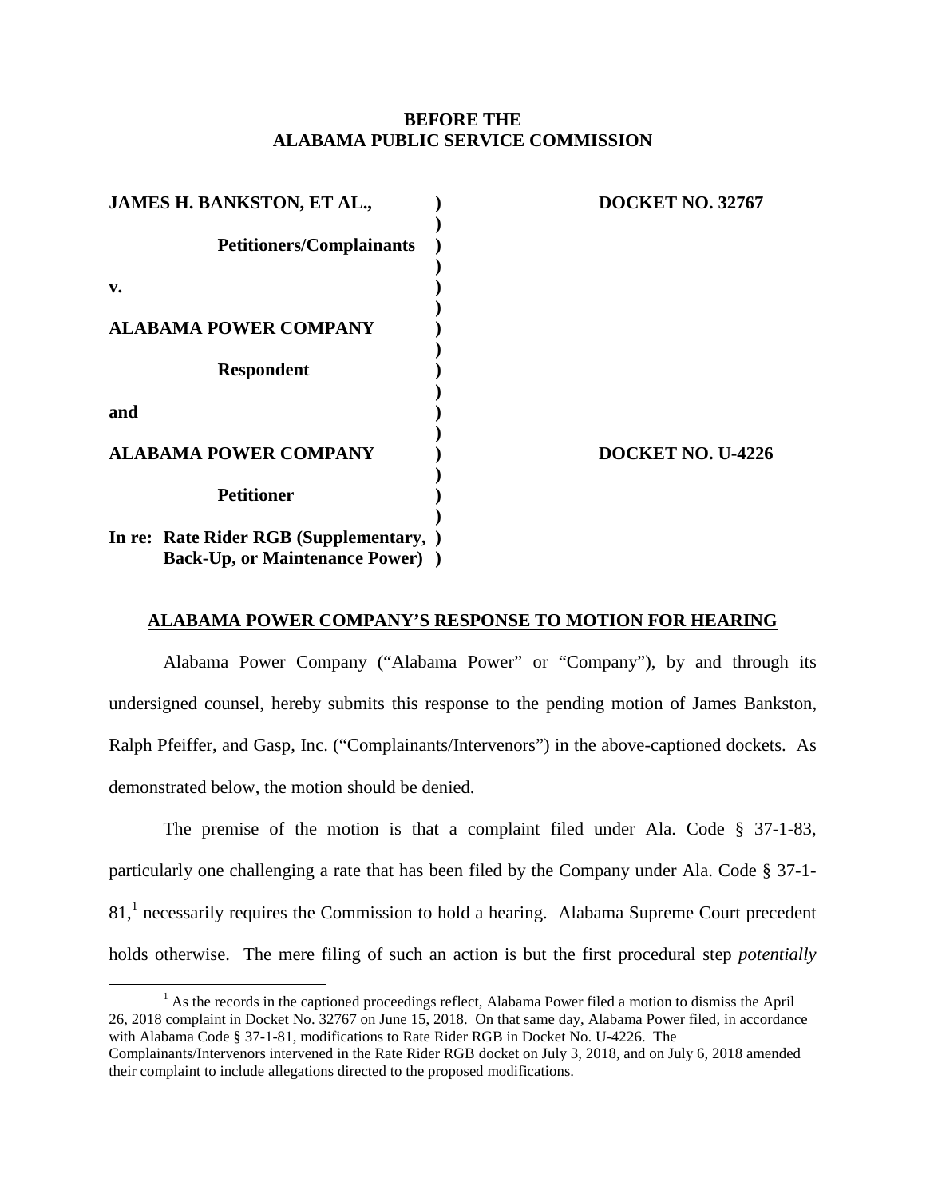**BEFORE THE**
**ALABAMA PUBLIC SERVICE COMMISSION**

| | | |
|---|---|---|
| **JAMES H. BANKSTON, ET AL.,** | ) | **DOCKET NO. 32767** |
| **Petitioners/Complainants** | ) | |
| **v.** | ) | |
| **ALABAMA POWER COMPANY** | ) | |
| **Respondent** | ) | |
| **and** | ) | |
| **ALABAMA POWER COMPANY** | ) | **DOCKET NO. U-4226** |
| **Petitioner** | ) | |
| **In re: Rate Rider RGB (Supplementary, Back-Up, or Maintenance Power)** | ) | |

**ALABAMA POWER COMPANY'S RESPONSE TO MOTION FOR HEARING**

Alabama Power Company ("Alabama Power" or "Company"), by and through its undersigned counsel, hereby submits this response to the pending motion of James Bankston, Ralph Pfeiffer, and Gasp, Inc. ("Complainants/Intervenors") in the above-captioned dockets. As demonstrated below, the motion should be denied.

The premise of the motion is that a complaint filed under Ala. Code § 37-1-83, particularly one challenging a rate that has been filed by the Company under Ala. Code § 37-1-81,[1] necessarily requires the Commission to hold a hearing. Alabama Supreme Court precedent holds otherwise. The mere filing of such an action is but the first procedural step *potentially*

---

[1] As the records in the captioned proceedings reflect, Alabama Power filed a motion to dismiss the April 26, 2018 complaint in Docket No. 32767 on June 15, 2018. On that same day, Alabama Power filed, in accordance with Alabama Code § 37-1-81, modifications to Rate Rider RGB in Docket No. U-4226. The Complainants/Intervenors intervened in the Rate Rider RGB docket on July 3, 2018, and on July 6, 2018 amended their complaint to include allegations directed to the proposed modifications.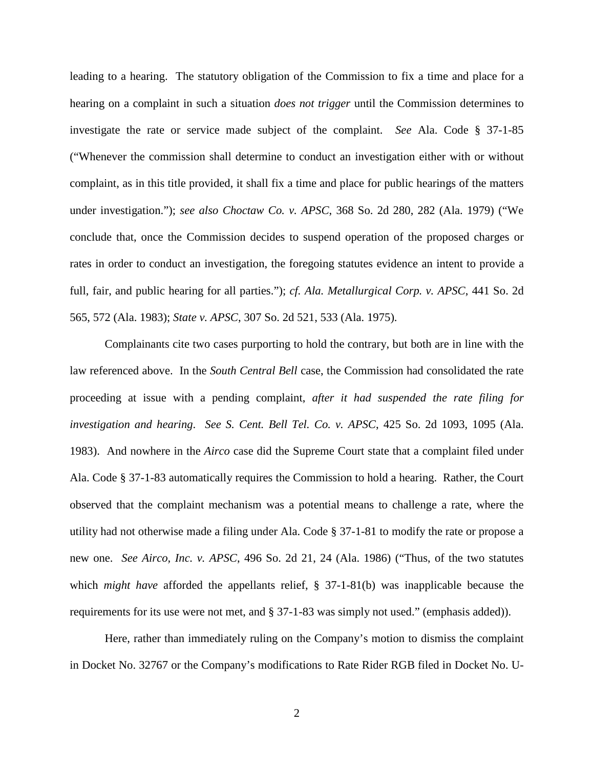leading to a hearing. The statutory obligation of the Commission to fix a time and place for a hearing on a complaint in such a situation *does not trigger* until the Commission determines to investigate the rate or service made subject of the complaint. *See* Ala. Code § 37-1-85 ("Whenever the commission shall determine to conduct an investigation either with or without complaint, as in this title provided, it shall fix a time and place for public hearings of the matters under investigation."); *see also Choctaw Co. v. APSC*, 368 So. 2d 280, 282 (Ala. 1979) ("We conclude that, once the Commission decides to suspend operation of the proposed charges or rates in order to conduct an investigation, the foregoing statutes evidence an intent to provide a full, fair, and public hearing for all parties."); *cf. Ala. Metallurgical Corp. v. APSC*, 441 So. 2d 565, 572 (Ala. 1983); *State v. APSC*, 307 So. 2d 521, 533 (Ala. 1975).

Complainants cite two cases purporting to hold the contrary, but both are in line with the law referenced above. In the *South Central Bell* case, the Commission had consolidated the rate proceeding at issue with a pending complaint, *after it had suspended the rate filing for investigation and hearing*. *See S. Cent. Bell Tel. Co. v. APSC*, 425 So. 2d 1093, 1095 (Ala. 1983). And nowhere in the *Airco* case did the Supreme Court state that a complaint filed under Ala. Code § 37-1-83 automatically requires the Commission to hold a hearing. Rather, the Court observed that the complaint mechanism was a potential means to challenge a rate, where the utility had not otherwise made a filing under Ala. Code § 37-1-81 to modify the rate or propose a new one. *See Airco, Inc. v. APSC*, 496 So. 2d 21, 24 (Ala. 1986) ("Thus, of the two statutes which *might have* afforded the appellants relief, § 37-1-81(b) was inapplicable because the requirements for its use were not met, and § 37-1-83 was simply not used." (emphasis added)).

Here, rather than immediately ruling on the Company's motion to dismiss the complaint in Docket No. 32767 or the Company's modifications to Rate Rider RGB filed in Docket No. U-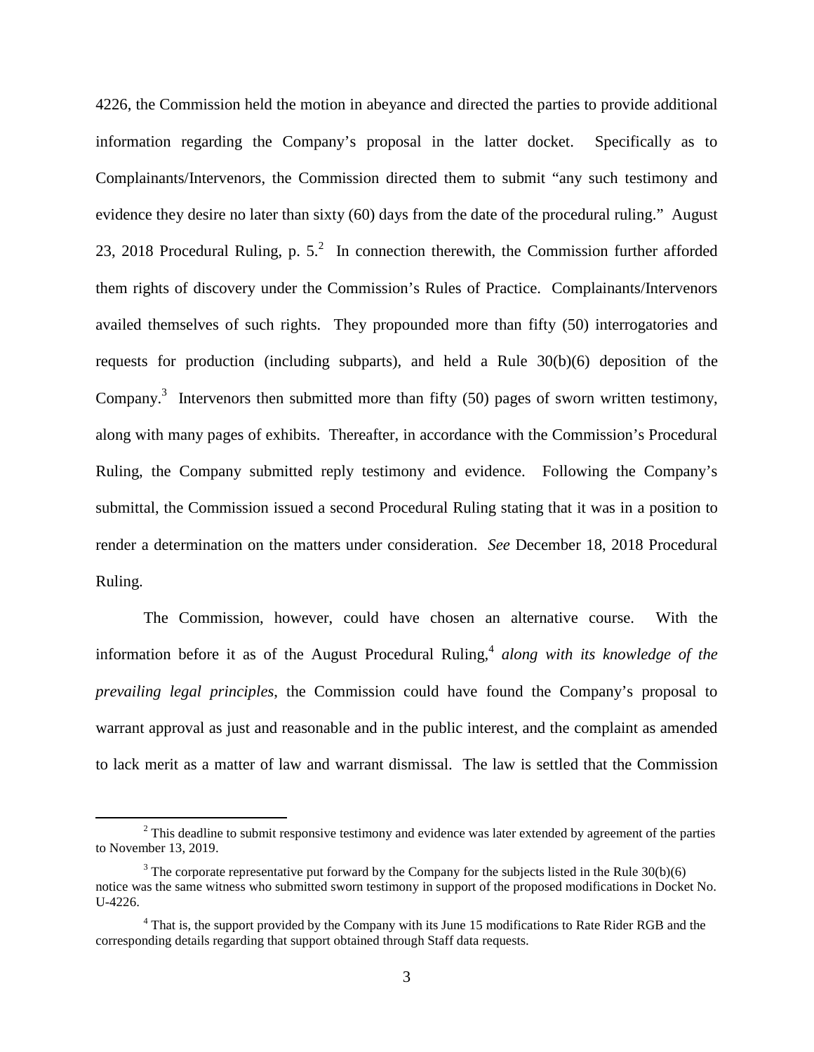4226, the Commission held the motion in abeyance and directed the parties to provide additional information regarding the Company's proposal in the latter docket. Specifically as to Complainants/Intervenors, the Commission directed them to submit "any such testimony and evidence they desire no later than sixty (60) days from the date of the procedural ruling." August 23, 2018 Procedural Ruling, p. 5.[2] In connection therewith, the Commission further afforded them rights of discovery under the Commission's Rules of Practice. Complainants/Intervenors availed themselves of such rights. They propounded more than fifty (50) interrogatories and requests for production (including subparts), and held a Rule 30(b)(6) deposition of the Company.[3] Intervenors then submitted more than fifty (50) pages of sworn written testimony, along with many pages of exhibits. Thereafter, in accordance with the Commission's Procedural Ruling, the Company submitted reply testimony and evidence. Following the Company's submittal, the Commission issued a second Procedural Ruling stating that it was in a position to render a determination on the matters under consideration. *See* December 18, 2018 Procedural Ruling.

The Commission, however, could have chosen an alternative course. With the information before it as of the August Procedural Ruling,[4] *along with its knowledge of the prevailing legal principles*, the Commission could have found the Company's proposal to warrant approval as just and reasonable and in the public interest, and the complaint as amended to lack merit as a matter of law and warrant dismissal. The law is settled that the Commission

---

[2] This deadline to submit responsive testimony and evidence was later extended by agreement of the parties to November 13, 2019.

[3] The corporate representative put forward by the Company for the subjects listed in the Rule 30(b)(6) notice was the same witness who submitted sworn testimony in support of the proposed modifications in Docket No. U-4226.

[4] That is, the support provided by the Company with its June 15 modifications to Rate Rider RGB and the corresponding details regarding that support obtained through Staff data requests.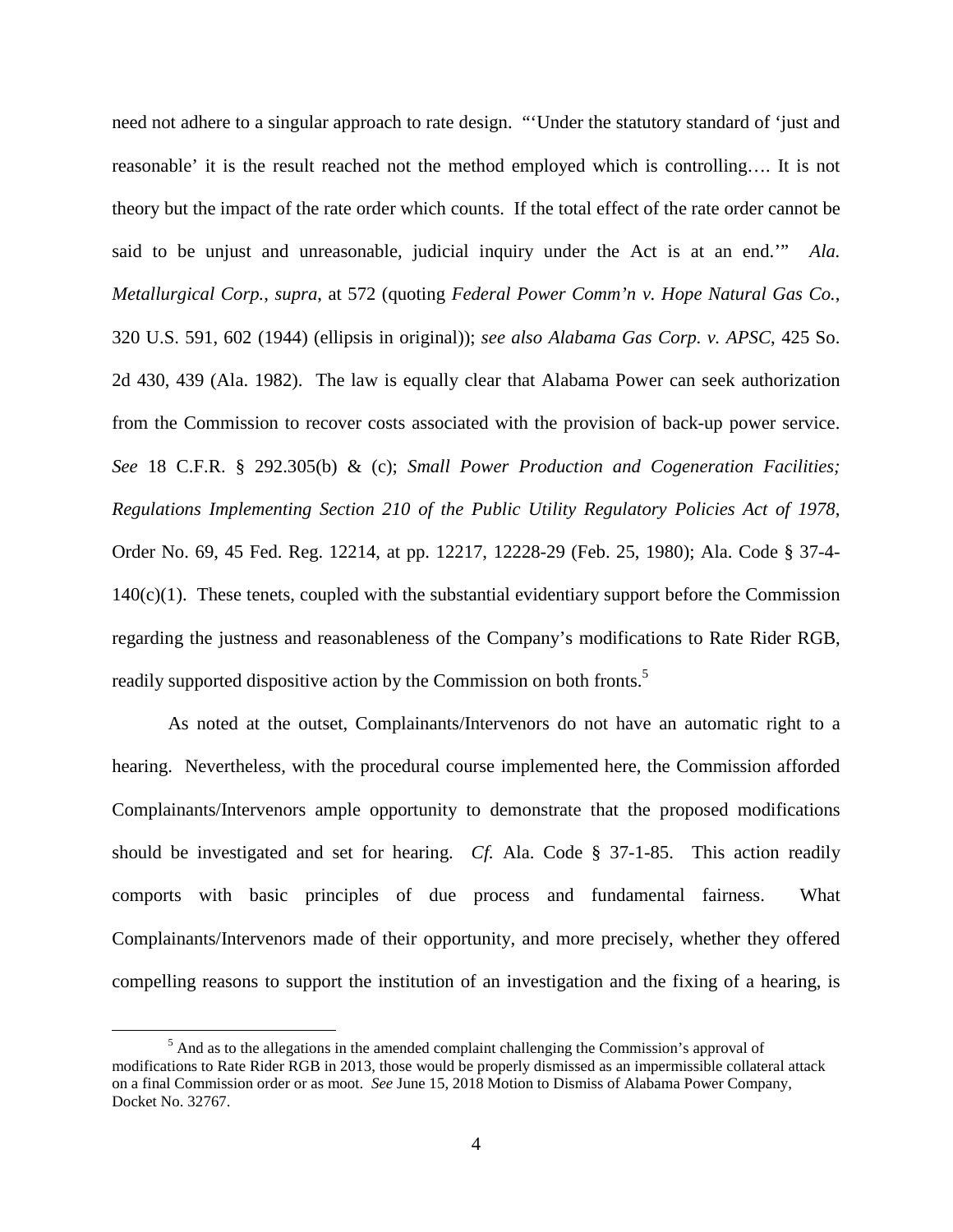need not adhere to a singular approach to rate design. "'Under the statutory standard of 'just and reasonable' it is the result reached not the method employed which is controlling…. It is not theory but the impact of the rate order which counts. If the total effect of the rate order cannot be said to be unjust and unreasonable, judicial inquiry under the Act is at an end.'" *Ala. Metallurgical Corp., supra*, at 572 (quoting *Federal Power Comm'n v. Hope Natural Gas Co.*, 320 U.S. 591, 602 (1944) (ellipsis in original)); *see also Alabama Gas Corp. v. APSC*, 425 So. 2d 430, 439 (Ala. 1982). The law is equally clear that Alabama Power can seek authorization from the Commission to recover costs associated with the provision of back-up power service. *See* 18 C.F.R. § 292.305(b) & (c); *Small Power Production and Cogeneration Facilities; Regulations Implementing Section 210 of the Public Utility Regulatory Policies Act of 1978*, Order No. 69, 45 Fed. Reg. 12214, at pp. 12217, 12228-29 (Feb. 25, 1980); Ala. Code § 37-4-140(c)(1). These tenets, coupled with the substantial evidentiary support before the Commission regarding the justness and reasonableness of the Company's modifications to Rate Rider RGB, readily supported dispositive action by the Commission on both fronts.[5]

As noted at the outset, Complainants/Intervenors do not have an automatic right to a hearing. Nevertheless, with the procedural course implemented here, the Commission afforded Complainants/Intervenors ample opportunity to demonstrate that the proposed modifications should be investigated and set for hearing. *Cf.* Ala. Code § 37-1-85. This action readily comports with basic principles of due process and fundamental fairness. What Complainants/Intervenors made of their opportunity, and more precisely, whether they offered compelling reasons to support the institution of an investigation and the fixing of a hearing, is

[5] And as to the allegations in the amended complaint challenging the Commission's approval of modifications to Rate Rider RGB in 2013, those would be properly dismissed as an impermissible collateral attack on a final Commission order or as moot. *See* June 15, 2018 Motion to Dismiss of Alabama Power Company, Docket No. 32767.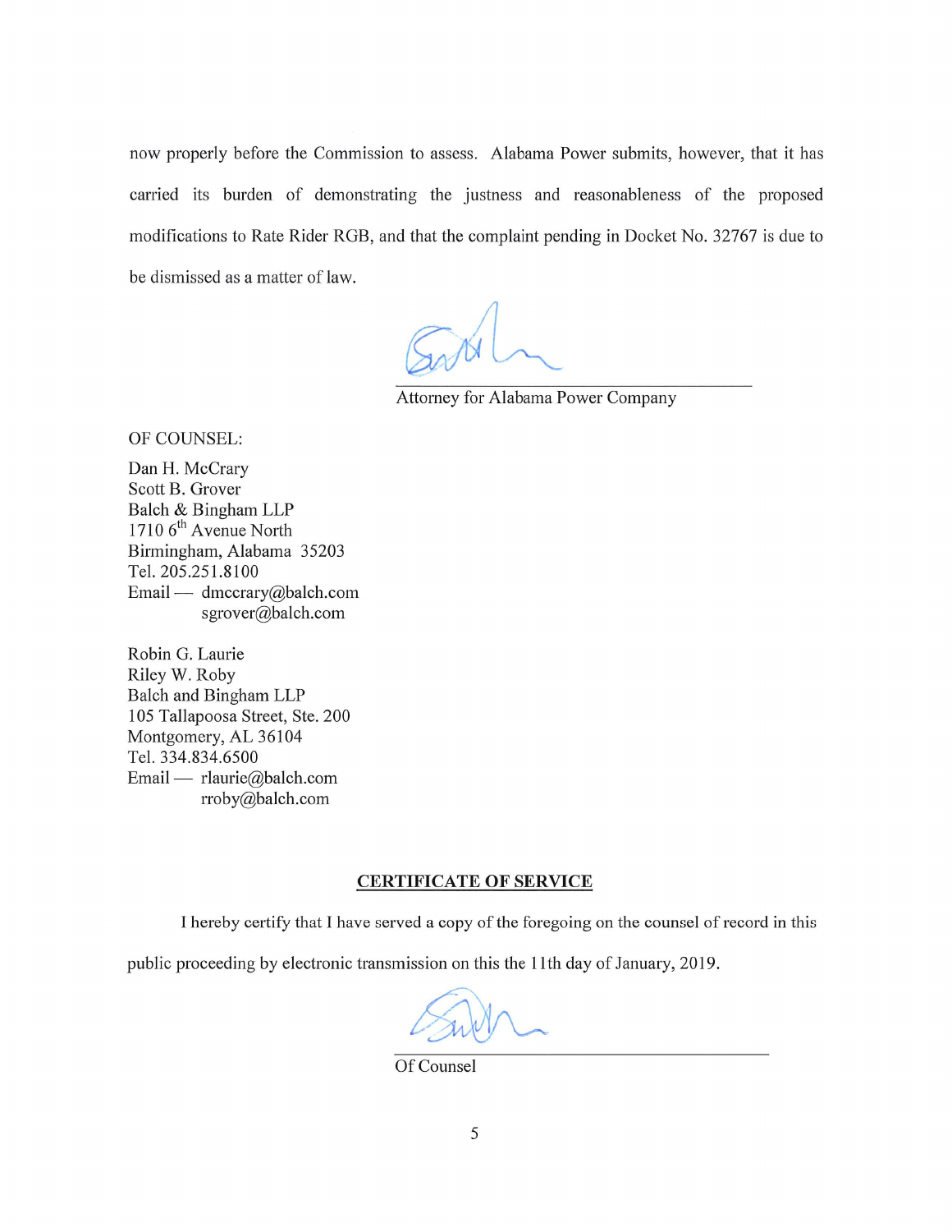now properly before the Commission to assess. Alabama Power submits, however, that it has carried its burden of demonstrating the justness and reasonableness of the proposed modifications to Rate Rider RGB, and that the complaint pending in Docket No. 32767 is due to be dismissed as a matter of law.

Attorney for Alabama Power Company

OF COUNSEL:

Dan H. McCrary
Scott B. Grover
Balch & Bingham LLP
1710 6th Avenue North
Birmingham, Alabama 35203
Tel. 205.251.8100
Email — dmccrary@balch.com
sgrover@balch.com

Robin G. Laurie
Riley W. Roby
Balch and Bingham LLP
105 Tallapoosa Street, Ste. 200
Montgomery, AL 36104
Tel. 334.834.6500
Email — rlaurie@balch.com
rroby@balch.com

## CERTIFICATE OF SERVICE

I hereby certify that I have served a copy of the foregoing on the counsel of record in this public proceeding by electronic transmission on this the 11th day of January, 2019.

Of Counsel